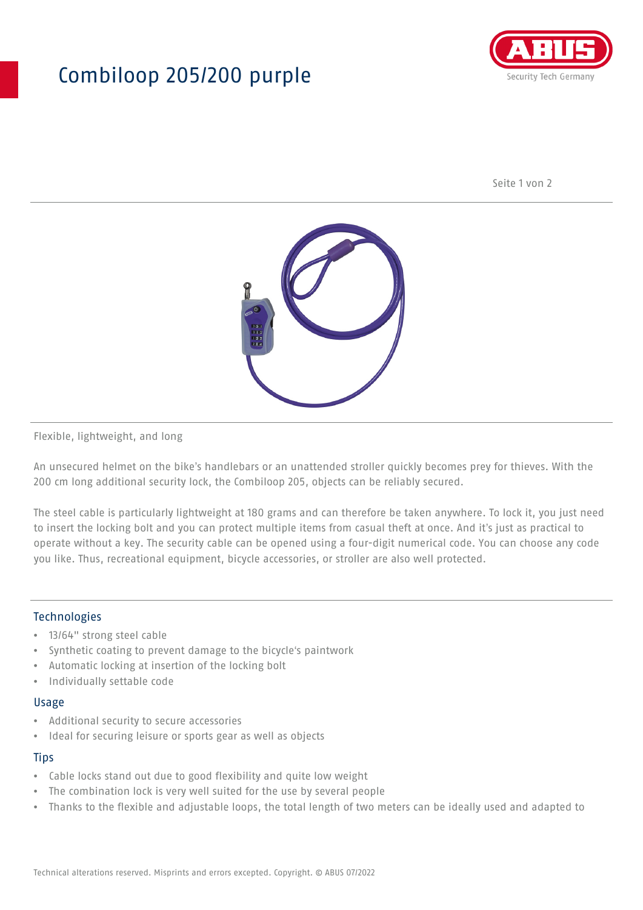# Combiloop 205/200 purple

Flexible, lightweight, and long

An unsecured helmet on the bike's handlebars or an unattended stroller quickly becomes prey for thieves. With the 200 cm long additional security lock, the Combiloop 205, objects can be reliably secured.

The steel cable is particularly lightweight at 180 grams and can therefore be taken anywhere. To lock it, you just need to insert the locking bolt and you can protect multiple items from casual theft at once. And it's just as practical to operate without a key. The security cable can be opened using a four-digit numerical code. You can choose any code you like. Thus, recreational equipment, bicycle accessories, or stroller are also well protected.

## Technologies

- 13/64" strong steel cable
- Synthetic coating to prevent damage to the bicycle's paintwork
- Automatic locking at insertion of the locking bolt
- Individually settable code

## Usage

- Additional security to secure accessories
- Ideal for securing leisure or sports gear as well as objects

## Tips

- Cable locks stand out due to good flexibility and quite low weight
- The combination lock is very well suited for the use by several people
- Thanks to the flexible and adjustable loops, the total length of two meters can be ideally used and adapted to

Technical alterations reserved. Misprints and errors excepted. Copyright. © ABUS 07/2022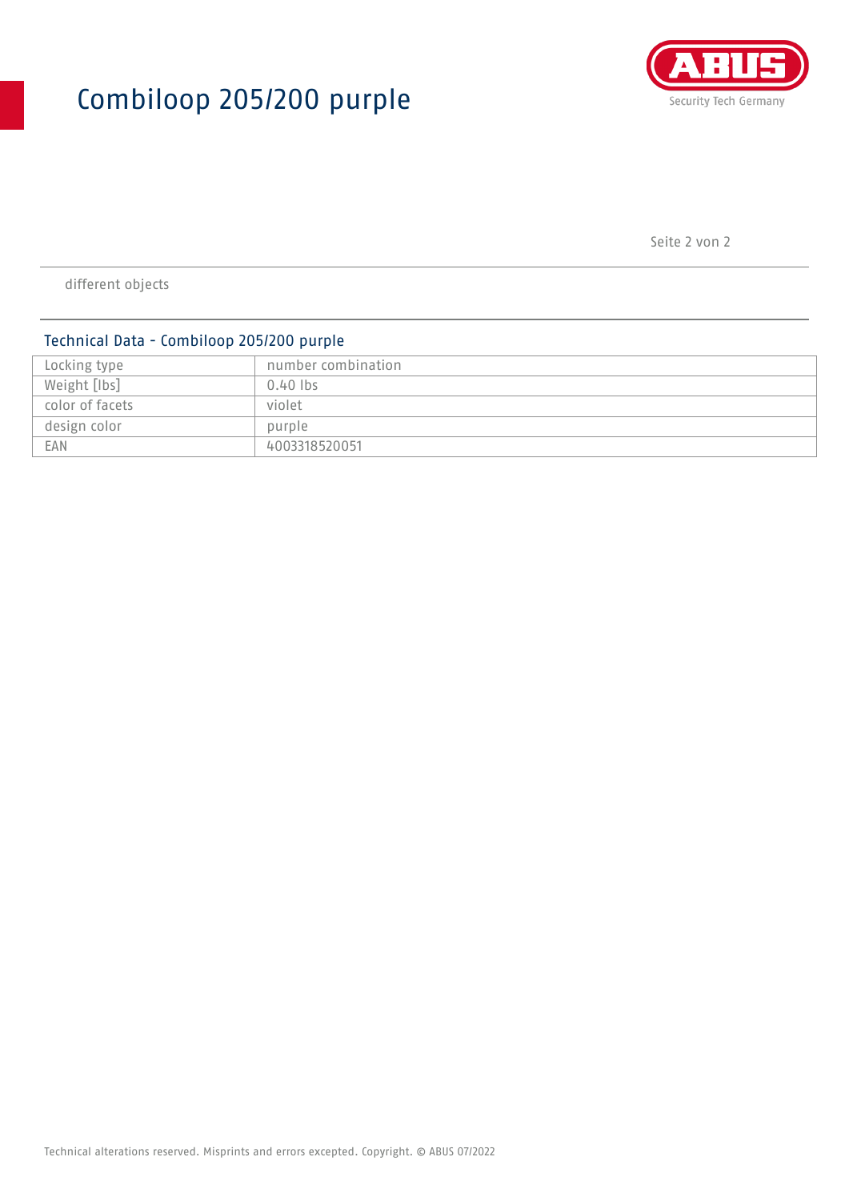different objects

## Technical Data - Combiloop 205/200 purple

| | |
|---|---|
| Locking type | number combination |
| Weight [lbs] | 0.40 lbs |
| color of facets | violet |
| design color | purple |
| EAN | 4003318520051 |

Technical alterations reserved. Misprints and errors excepted. Copyright. © ABUS 07/2022